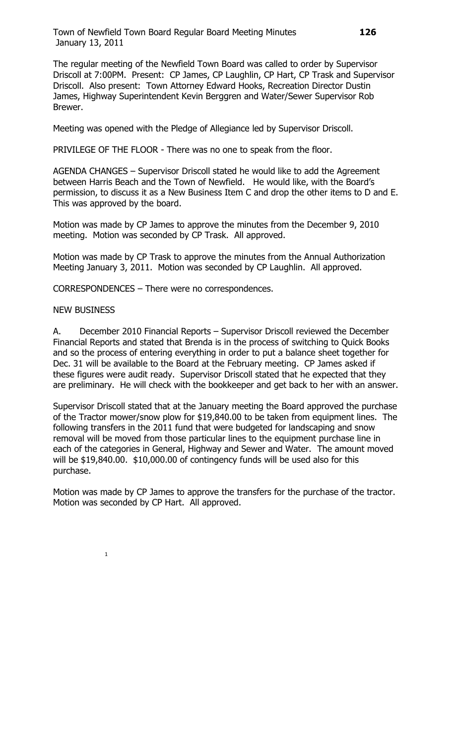The regular meeting of the Newfield Town Board was called to order by Supervisor Driscoll at 7:00PM. Present: CP James, CP Laughlin, CP Hart, CP Trask and Supervisor Driscoll. Also present: Town Attorney Edward Hooks, Recreation Director Dustin James, Highway Superintendent Kevin Berggren and Water/Sewer Supervisor Rob Brewer.

Meeting was opened with the Pledge of Allegiance led by Supervisor Driscoll.

PRIVILEGE OF THE FLOOR - There was no one to speak from the floor.

AGENDA CHANGES – Supervisor Driscoll stated he would like to add the Agreement between Harris Beach and the Town of Newfield. He would like, with the Board's permission, to discuss it as a New Business Item C and drop the other items to D and E. This was approved by the board.

Motion was made by CP James to approve the minutes from the December 9, 2010 meeting. Motion was seconded by CP Trask. All approved.

Motion was made by CP Trask to approve the minutes from the Annual Authorization Meeting January 3, 2011. Motion was seconded by CP Laughlin. All approved.

CORRESPONDENCES – There were no correspondences.

NEW BUSINESS

A. December 2010 Financial Reports – Supervisor Driscoll reviewed the December Financial Reports and stated that Brenda is in the process of switching to Quick Books and so the process of entering everything in order to put a balance sheet together for Dec. 31 will be available to the Board at the February meeting. CP James asked if these figures were audit ready. Supervisor Driscoll stated that he expected that they are preliminary. He will check with the bookkeeper and get back to her with an answer.

Supervisor Driscoll stated that at the January meeting the Board approved the purchase of the Tractor mower/snow plow for $19,840.00 to be taken from equipment lines. The following transfers in the 2011 fund that were budgeted for landscaping and snow removal will be moved from those particular lines to the equipment purchase line in each of the categories in General, Highway and Sewer and Water. The amount moved will be $19,840.00. $10,000.00 of contingency funds will be used also for this purchase.

Motion was made by CP James to approve the transfers for the purchase of the tractor. Motion was seconded by CP Hart. All approved.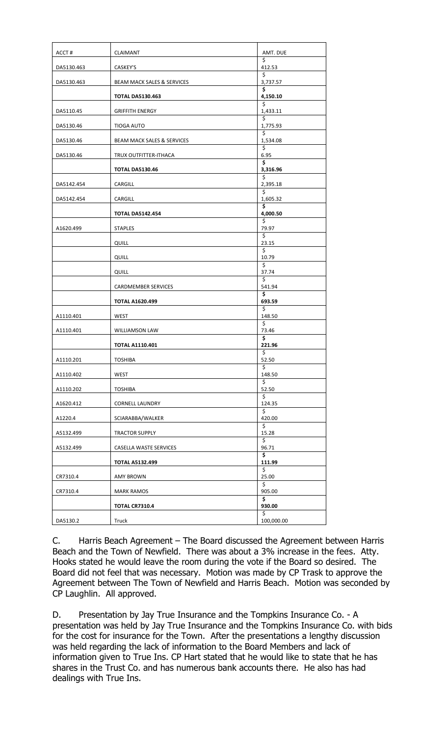| ACCT # | CLAIMANT | AMT. DUE |
|---|---|---|
| DA5130.463 | CASKEY'S | $ 412.53 |
| DA5130.463 | BEAM MACK SALES & SERVICES | $ 3,737.57 |
| | **TOTAL DA5130.463** | **$ 4,150.10** |
| DA5110.45 | GRIFFITH ENERGY | $ 1,433.11 |
| DA5130.46 | TIOGA AUTO | $ 1,775.93 |
| DA5130.46 | BEAM MACK SALES & SERVICES | $ 1,534.08 |
| DA5130.46 | TRUX OUTFITTER-ITHACA | $ 6.95 |
| | **TOTAL DA5130.46** | **$ 3,316.96** |
| DA5142.454 | CARGILL | $ 2,395.18 |
| DA5142.454 | CARGILL | $ 1,605.32 |
| | **TOTAL DA5142.454** | **$ 4,000.50** |
| A1620.499 | STAPLES | $ 79.97 |
| | QUILL | $ 23.15 |
| | QUILL | $ 10.79 |
| | QUILL | $ 37.74 |
| | CARDMEMBER SERVICES | $ 541.94 |
| | **TOTAL A1620.499** | **$ 693.59** |
| A1110.401 | WEST | $ 148.50 |
| A1110.401 | WILLIAMSON LAW | $ 73.46 |
| | **TOTAL A1110.401** | **$ 221.96** |
| A1110.201 | TOSHIBA | $ 52.50 |
| A1110.402 | WEST | $ 148.50 |
| A1110.202 | TOSHIBA | $ 52.50 |
| A1620.412 | CORNELL LAUNDRY | $ 124.35 |
| A1220.4 | SCIARABBA/WALKER | $ 420.00 |
| A5132.499 | TRACTOR SUPPLY | $ 15.28 |
| A5132.499 | CASELLA WASTE SERVICES | $ 96.71 |
| | **TOTAL A5132.499** | **$ 111.99** |
| CR7310.4 | AMY BROWN | $ 25.00 |
| CR7310.4 | MARK RAMOS | $ 905.00 |
| | **TOTAL CR7310.4** | **$ 930.00** |
| DA5130.2 | Truck | $ 100,000.00 |

C. Harris Beach Agreement – The Board discussed the Agreement between Harris Beach and the Town of Newfield. There was about a 3% increase in the fees. Atty. Hooks stated he would leave the room during the vote if the Board so desired. The Board did not feel that was necessary. Motion was made by CP Trask to approve the Agreement between The Town of Newfield and Harris Beach. Motion was seconded by CP Laughlin. All approved.

D. Presentation by Jay True Insurance and the Tompkins Insurance Co. - A presentation was held by Jay True Insurance and the Tompkins Insurance Co. with bids for the cost for insurance for the Town. After the presentations a lengthy discussion was held regarding the lack of information to the Board Members and lack of information given to True Ins. CP Hart stated that he would like to state that he has shares in the Trust Co. and has numerous bank accounts there. He also has had dealings with True Ins.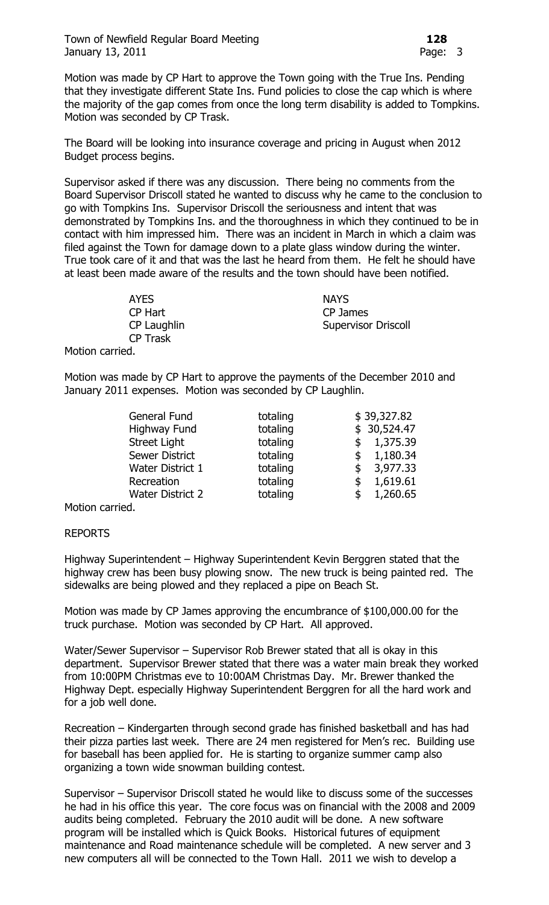Motion was made by CP Hart to approve the Town going with the True Ins. Pending that they investigate different State Ins. Fund policies to close the cap which is where the majority of the gap comes from once the long term disability is added to Tompkins. Motion was seconded by CP Trask.

The Board will be looking into insurance coverage and pricing in August when 2012 Budget process begins.

Supervisor asked if there was any discussion. There being no comments from the Board Supervisor Driscoll stated he wanted to discuss why he came to the conclusion to go with Tompkins Ins. Supervisor Driscoll the seriousness and intent that was demonstrated by Tompkins Ins. and the thoroughness in which they continued to be in contact with him impressed him. There was an incident in March in which a claim was filed against the Town for damage down to a plate glass window during the winter. True took care of it and that was the last he heard from them. He felt he should have at least been made aware of the results and the town should have been notified.

| AYES | NAYS |
|---|---|
| CP Hart | CP James |
| CP Laughlin | Supervisor Driscoll |
| CP Trask | |

Motion carried.

Motion was made by CP Hart to approve the payments of the December 2010 and January 2011 expenses. Motion was seconded by CP Laughlin.

| | | |
|---|---|---|
| General Fund | totaling | $ 39,327.82 |
| Highway Fund | totaling | $ 30,524.47 |
| Street Light | totaling | $ 1,375.39 |
| Sewer District | totaling | $ 1,180.34 |
| Water District 1 | totaling | $ 3,977.33 |
| Recreation | totaling | $ 1,619.61 |
| Water District 2 | totaling | $ 1,260.65 |

Motion carried.

REPORTS

Highway Superintendent – Highway Superintendent Kevin Berggren stated that the highway crew has been busy plowing snow. The new truck is being painted red. The sidewalks are being plowed and they replaced a pipe on Beach St.

Motion was made by CP James approving the encumbrance of $100,000.00 for the truck purchase. Motion was seconded by CP Hart. All approved.

Water/Sewer Supervisor – Supervisor Rob Brewer stated that all is okay in this department. Supervisor Brewer stated that there was a water main break they worked from 10:00PM Christmas eve to 10:00AM Christmas Day. Mr. Brewer thanked the Highway Dept. especially Highway Superintendent Berggren for all the hard work and for a job well done.

Recreation – Kindergarten through second grade has finished basketball and has had their pizza parties last week. There are 24 men registered for Men's rec. Building use for baseball has been applied for. He is starting to organize summer camp also organizing a town wide snowman building contest.

Supervisor – Supervisor Driscoll stated he would like to discuss some of the successes he had in his office this year. The core focus was on financial with the 2008 and 2009 audits being completed. February the 2010 audit will be done. A new software program will be installed which is Quick Books. Historical futures of equipment maintenance and Road maintenance schedule will be completed. A new server and 3 new computers all will be connected to the Town Hall. 2011 we wish to develop a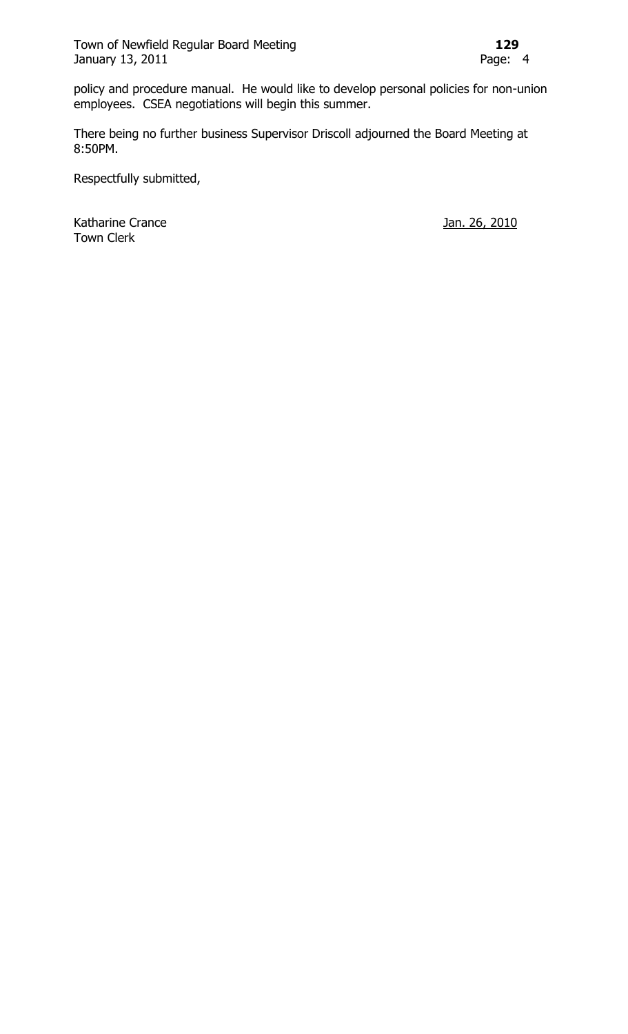policy and procedure manual. He would like to develop personal policies for non-union employees. CSEA negotiations will begin this summer.

There being no further business Supervisor Driscoll adjourned the Board Meeting at 8:50PM.

Respectfully submitted,

Katharine Crance  
Town Clerk

Jan. 26, 2010